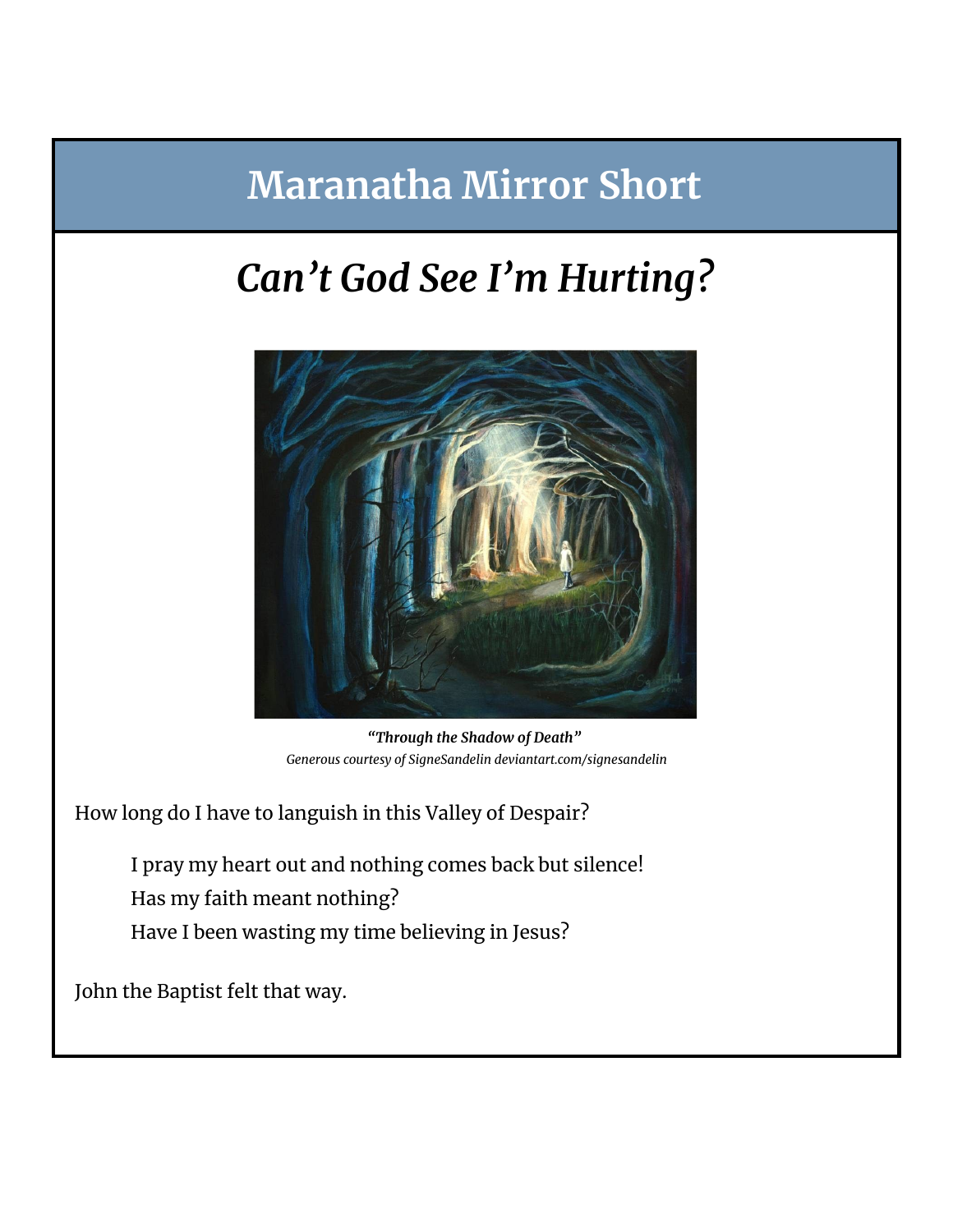# Maranatha Mirror Short

## *Can't God See I'm Hurting?*

***"Through the Shadow of Death"***
*Generous courtesy of SigneSandelin deviantart.com/signesandelin*

How long do I have to languish in this Valley of Despair?

> I pray my heart out and nothing comes back but silence!
> Has my faith meant nothing?
> Have I been wasting my time believing in Jesus?

John the Baptist felt that way.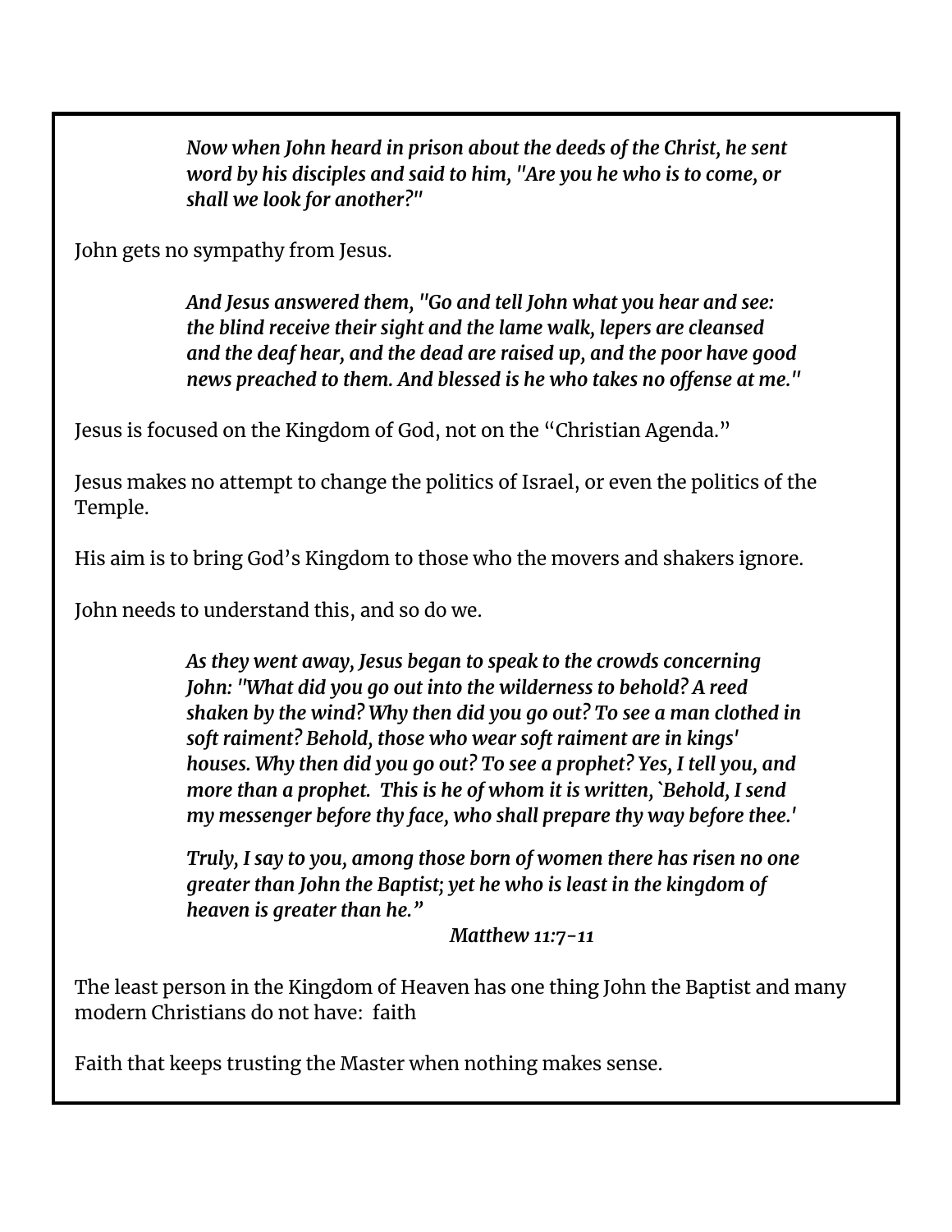*Now when John heard in prison about the deeds of the Christ, he sent word by his disciples and said to him, "Are you he who is to come, or shall we look for another?"*

John gets no sympathy from Jesus.

*And Jesus answered them, "Go and tell John what you hear and see: the blind receive their sight and the lame walk, lepers are cleansed and the deaf hear, and the dead are raised up, and the poor have good news preached to them. And blessed is he who takes no offense at me."*

Jesus is focused on the Kingdom of God, not on the "Christian Agenda."

Jesus makes no attempt to change the politics of Israel, or even the politics of the Temple.

His aim is to bring God's Kingdom to those who the movers and shakers ignore.

John needs to understand this, and so do we.

*As they went away, Jesus began to speak to the crowds concerning John: "What did you go out into the wilderness to behold? A reed shaken by the wind? Why then did you go out? To see a man clothed in soft raiment? Behold, those who wear soft raiment are in kings' houses. Why then did you go out? To see a prophet? Yes, I tell you, and more than a prophet. This is he of whom it is written, `Behold, I send my messenger before thy face, who shall prepare thy way before thee.'*

*Truly, I say to you, among those born of women there has risen no one greater than John the Baptist; yet he who is least in the kingdom of heaven is greater than he."*

*Matthew 11:7-11*

The least person in the Kingdom of Heaven has one thing John the Baptist and many modern Christians do not have: faith

Faith that keeps trusting the Master when nothing makes sense.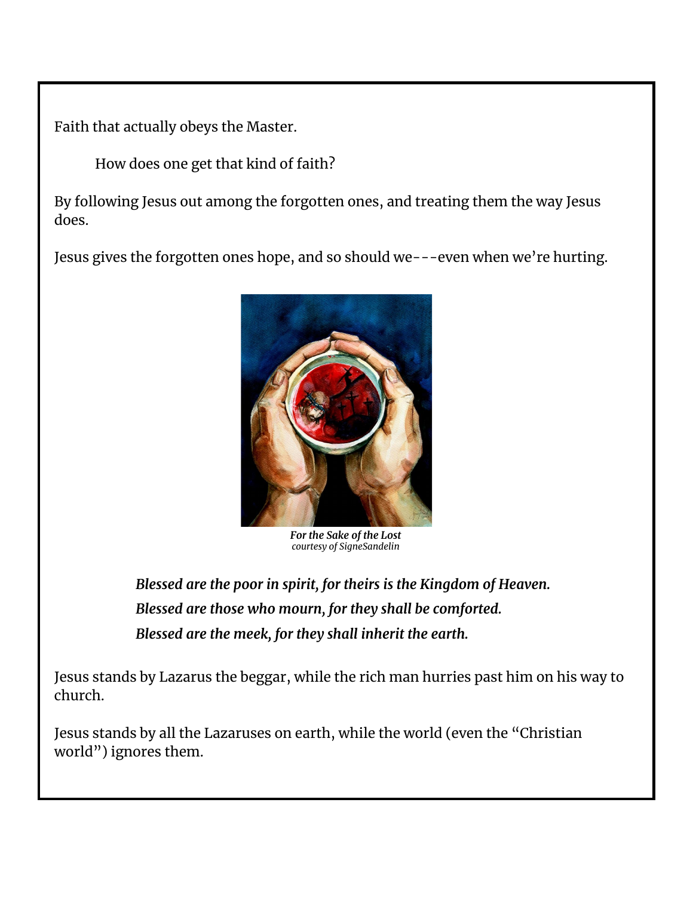Faith that actually obeys the Master.

How does one get that kind of faith?

By following Jesus out among the forgotten ones, and treating them the way Jesus does.

Jesus gives the forgotten ones hope, and so should we---even when we're hurting.

***For the Sake of the Lost***
*courtesy of SigneSandelin*

***Blessed are the poor in spirit, for theirs is the Kingdom of Heaven.***
***Blessed are those who mourn, for they shall be comforted.***
***Blessed are the meek, for they shall inherit the earth.***

Jesus stands by Lazarus the beggar, while the rich man hurries past him on his way to church.

Jesus stands by all the Lazaruses on earth, while the world (even the "Christian world") ignores them.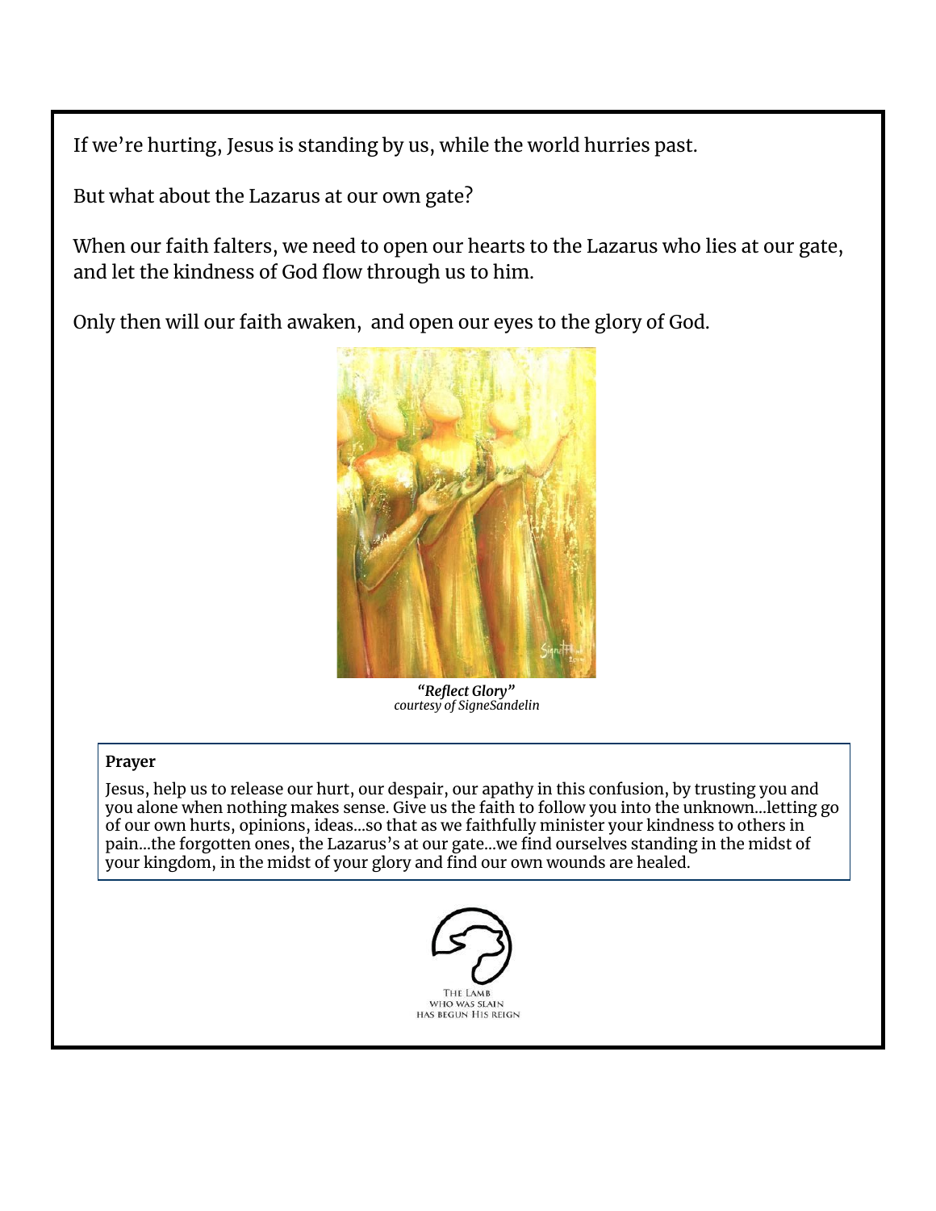If we're hurting, Jesus is standing by us, while the world hurries past.

But what about the Lazarus at our own gate?

When our faith falters, we need to open our hearts to the Lazarus who lies at our gate, and let the kindness of God flow through us to him.

Only then will our faith awaken, and open our eyes to the glory of God.

***"Reflect Glory"***
*courtesy of SigneSandelin*

**Prayer**

Jesus, help us to release our hurt, our despair, our apathy in this confusion, by trusting you and you alone when nothing makes sense. Give us the faith to follow you into the unknown...letting go of our own hurts, opinions, ideas...so that as we faithfully minister your kindness to others in pain...the forgotten ones, the Lazarus's at our gate...we find ourselves standing in the midst of your kingdom, in the midst of your glory and find our own wounds are healed.

THE LAMB
WHO WAS SLAIN
HAS BEGUN HIS REIGN